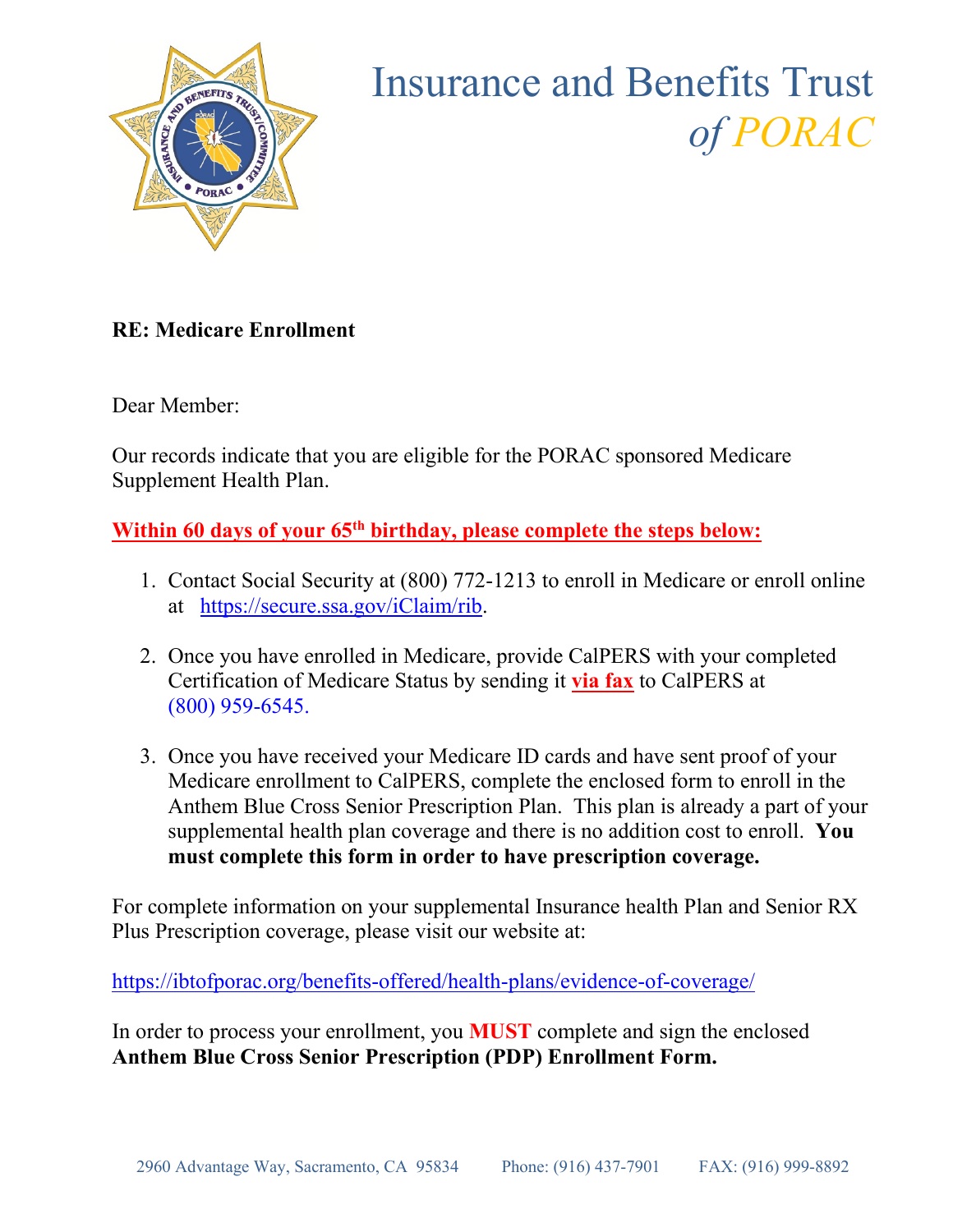# Insurance and Benefits Trust *of PORAC*

**RE: Medicare Enrollment**

Dear Member:

Our records indicate that you are eligible for the PORAC sponsored Medicare Supplement Health Plan.

**Within 60 days of your 65th birthday, please complete the steps below:**

1. Contact Social Security at (800) 772-1213 to enroll in Medicare or enroll online at https://secure.ssa.gov/iClaim/rib.

2. Once you have enrolled in Medicare, provide CalPERS with your completed Certification of Medicare Status by sending it **via fax** to CalPERS at (800) 959-6545.

3. Once you have received your Medicare ID cards and have sent proof of your Medicare enrollment to CalPERS, complete the enclosed form to enroll in the Anthem Blue Cross Senior Prescription Plan. This plan is already a part of your supplemental health plan coverage and there is no addition cost to enroll. **You must complete this form in order to have prescription coverage.**

For complete information on your supplemental Insurance health Plan and Senior RX Plus Prescription coverage, please visit our website at:

https://ibtofporac.org/benefits-offered/health-plans/evidence-of-coverage/

In order to process your enrollment, you **MUST** complete and sign the enclosed **Anthem Blue Cross Senior Prescription (PDP) Enrollment Form.**

2960 Advantage Way, Sacramento, CA 95834 Phone: (916) 437-7901 FAX: (916) 999-8892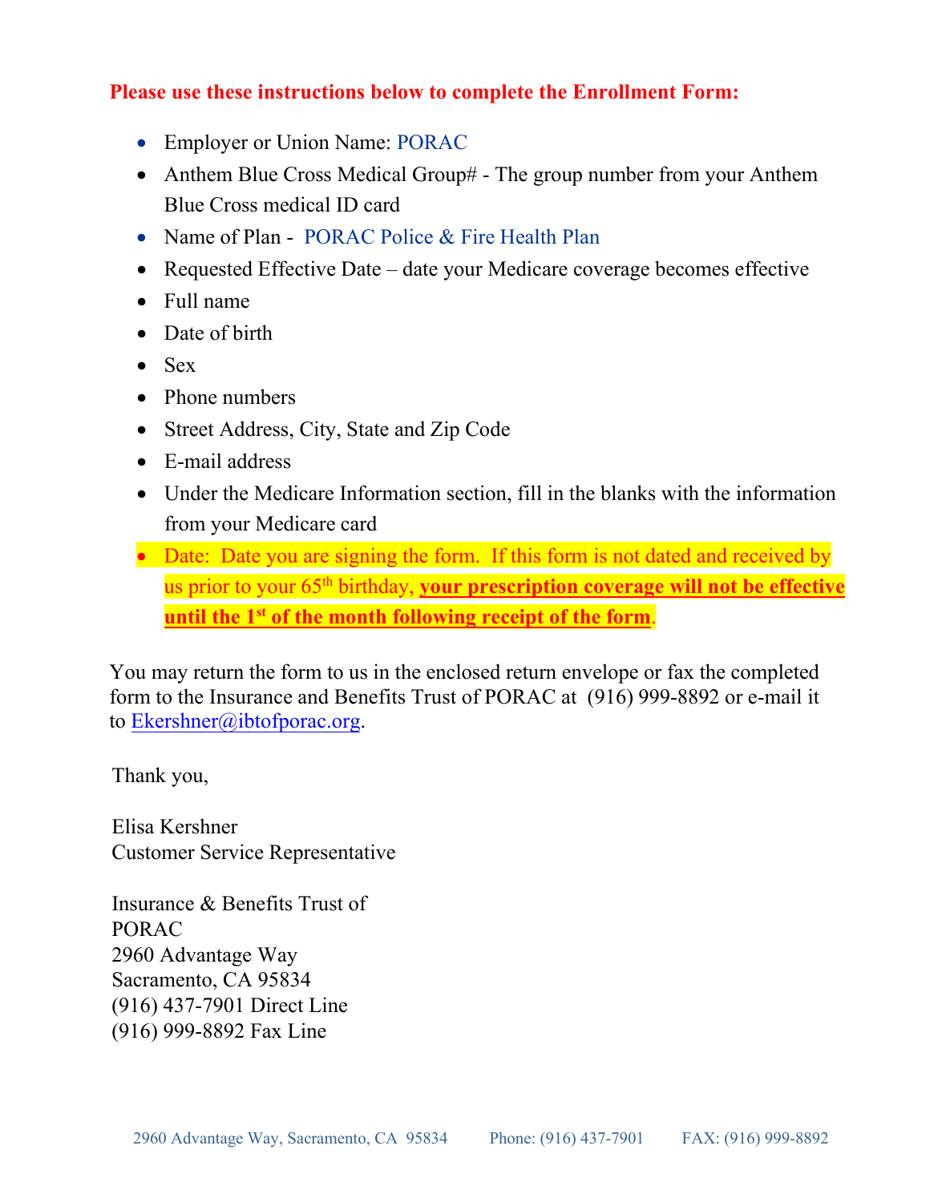**Please use these instructions below to complete the Enrollment Form:**

- Employer or Union Name: PORAC
- Anthem Blue Cross Medical Group# - The group number from your Anthem Blue Cross medical ID card
- Name of Plan - PORAC Police & Fire Health Plan
- Requested Effective Date – date your Medicare coverage becomes effective
- Full name
- Date of birth
- Sex
- Phone numbers
- Street Address, City, State and Zip Code
- E-mail address
- Under the Medicare Information section, fill in the blanks with the information from your Medicare card
- Date: Date you are signing the form. If this form is not dated and received by us prior to your 65th birthday, **your prescription coverage will not be effective until the 1st of the month following receipt of the form**.

You may return the form to us in the enclosed return envelope or fax the completed form to the Insurance and Benefits Trust of PORAC at (916) 999-8892 or e-mail it to Ekershner@ibtofporac.org.

Thank you,

Elisa Kershner
Customer Service Representative

Insurance & Benefits Trust of
PORAC
2960 Advantage Way
Sacramento, CA 95834
(916) 437-7901 Direct Line
(916) 999-8892 Fax Line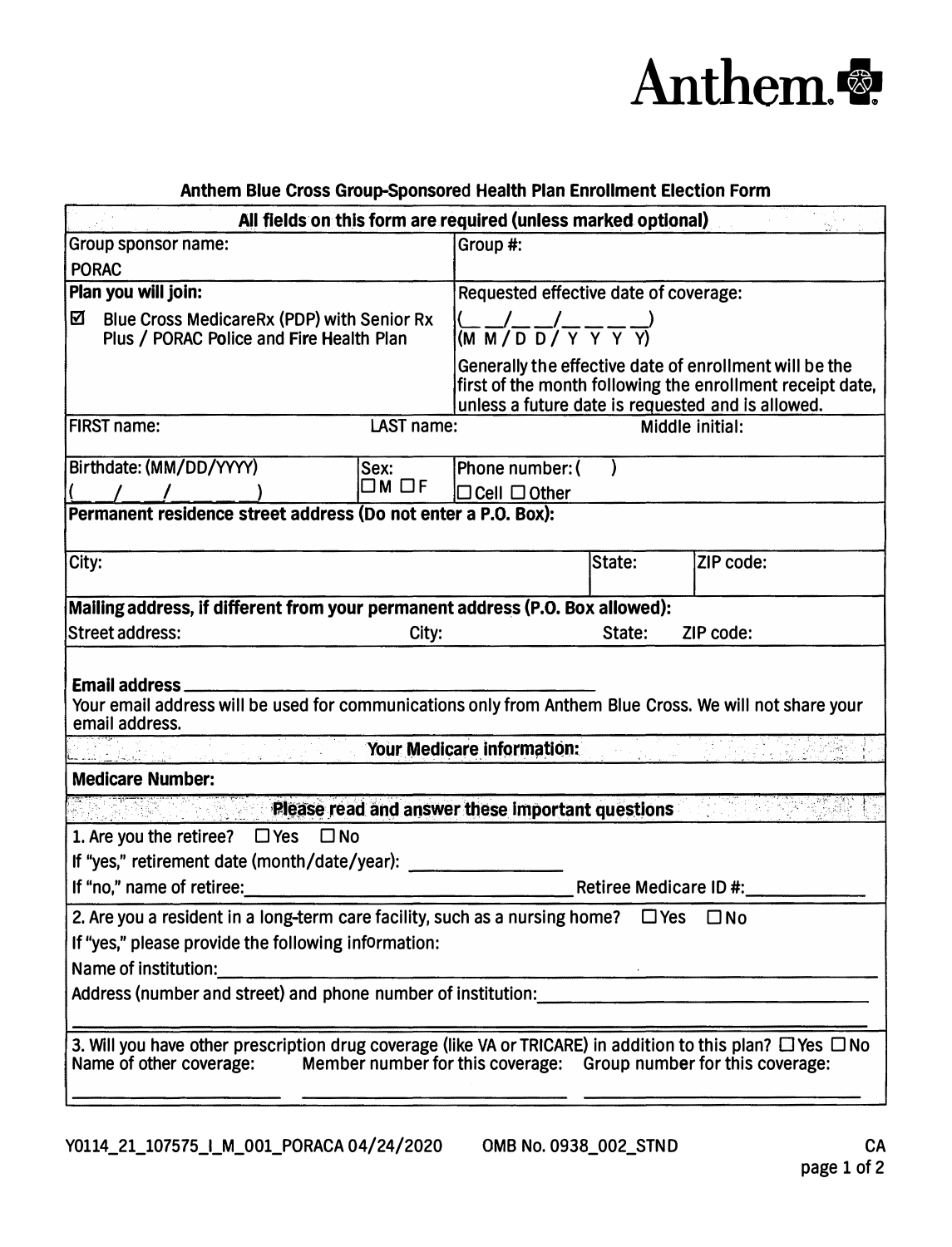# Anthem

## Anthem Blue Cross Group-Sponsored Health Plan Enrollment Election Form

**All fields on this form are required (unless marked optional)**

| Group sponsor name: PORAC | Group #: |
|---|---|
| **Plan you will join:** ☑ Blue Cross MedicareRx (PDP) with Senior Rx Plus / PORAC Police and Fire Health Plan | Requested effective date of coverage: (__ __/__ __/__ __ __ __) (M M / D D / Y Y Y Y) Generally the effective date of enrollment will be the first of the month following the enrollment receipt date, unless a future date is requested and is allowed. |

| FIRST name: | LAST name: | Middle initial: |
|---|---|---|

| Birthdate: (MM/DD/YYYY) ( / / ) | Sex: ☐ M ☐ F | Phone number: ( ) ☐ Cell ☐ Other |
|---|---|---|

**Permanent residence street address (Do not enter a P.O. Box):**

| City: | State: | ZIP code: |
|---|---|---|

**Mailing address, if different from your permanent address (P.O. Box allowed):**

| Street address: | City: | State: | ZIP code: |
|---|---|---|---|

**Email address** ______________________________

Your email address will be used for communications only from Anthem Blue Cross. We will not share your email address.

**Your Medicare information:**

**Medicare Number:**

**Please read and answer these important questions**

1. Are you the retiree? ☐ Yes ☐ No

If "yes," retirement date (month/date/year): ______________

If "no," name of retiree: ______________________________ Retiree Medicare ID #: ____________

2. Are you a resident in a long-term care facility, such as a nursing home? ☐ Yes ☐ No

If "yes," please provide the following information:

Name of institution: ______________________________

Address (number and street) and phone number of institution: ______________________________

3. Will you have other prescription drug coverage (like VA or TRICARE) in addition to this plan? ☐ Yes ☐ No

Name of other coverage: ____________ Member number for this coverage: ____________ Group number for this coverage: ____________

Y0114_21_107575_I_M_001_PORACA 04/24/2020 OMB No. 0938_002_STND CA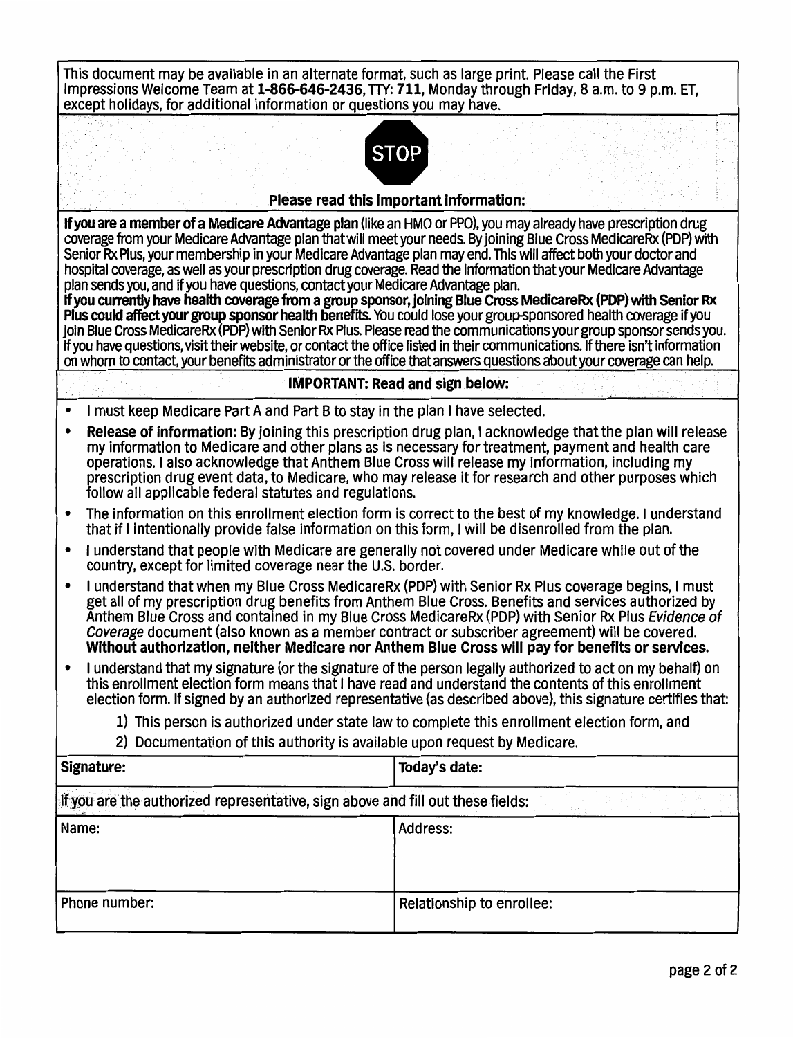This document may be available in an alternate format, such as large print. Please call the First Impressions Welcome Team at **1-866-646-2436**, TTY: **711**, Monday through Friday, 8 a.m. to 9 p.m. ET, except holidays, for additional information or questions you may have.

STOP

**Please read this important information:**

**If you are a member of a Medicare Advantage plan** (like an HMO or PPO), you may already have prescription drug coverage from your Medicare Advantage plan that will meet your needs. By joining Blue Cross MedicareRx (PDP) with Senior Rx Plus, your membership in your Medicare Advantage plan may end. This will affect both your doctor and hospital coverage, as well as your prescription drug coverage. Read the information that your Medicare Advantage plan sends you, and if you have questions, contact your Medicare Advantage plan.

**If you currently have health coverage from a group sponsor, joining Blue Cross MedicareRx (PDP) with Senior Rx Plus could affect your group sponsor health benefits.** You could lose your group-sponsored health coverage if you join Blue Cross MedicareRx (PDP) with Senior Rx Plus. Please read the communications your group sponsor sends you. If you have questions, visit their website, or contact the office listed in their communications. If there isn't information on whom to contact, your benefits administrator or the office that answers questions about your coverage can help.

**IMPORTANT: Read and sign below:**

- I must keep Medicare Part A and Part B to stay in the plan I have selected.
- **Release of information:** By joining this prescription drug plan, I acknowledge that the plan will release my information to Medicare and other plans as is necessary for treatment, payment and health care operations. I also acknowledge that Anthem Blue Cross will release my information, including my prescription drug event data, to Medicare, who may release it for research and other purposes which follow all applicable federal statutes and regulations.
- The information on this enrollment election form is correct to the best of my knowledge. I understand that if I intentionally provide false information on this form, I will be disenrolled from the plan.
- I understand that people with Medicare are generally not covered under Medicare while out of the country, except for limited coverage near the U.S. border.
- I understand that when my Blue Cross MedicareRx (PDP) with Senior Rx Plus coverage begins, I must get all of my prescription drug benefits from Anthem Blue Cross. Benefits and services authorized by Anthem Blue Cross and contained in my Blue Cross MedicareRx (PDP) with Senior Rx Plus *Evidence of Coverage* document (also known as a member contract or subscriber agreement) will be covered. **Without authorization, neither Medicare nor Anthem Blue Cross will pay for benefits or services.**
- I understand that my signature (or the signature of the person legally authorized to act on my behalf) on this enrollment election form means that I have read and understand the contents of this enrollment election form. If signed by an authorized representative (as described above), this signature certifies that:
  1) This person is authorized under state law to complete this enrollment election form, and
  2) Documentation of this authority is available upon request by Medicare.

| **Signature:** | **Today's date:** |
|---|---|

If you are the authorized representative, sign above and fill out these fields:

| Name: | Address: |
|---|---|
| Phone number: | Relationship to enrollee: |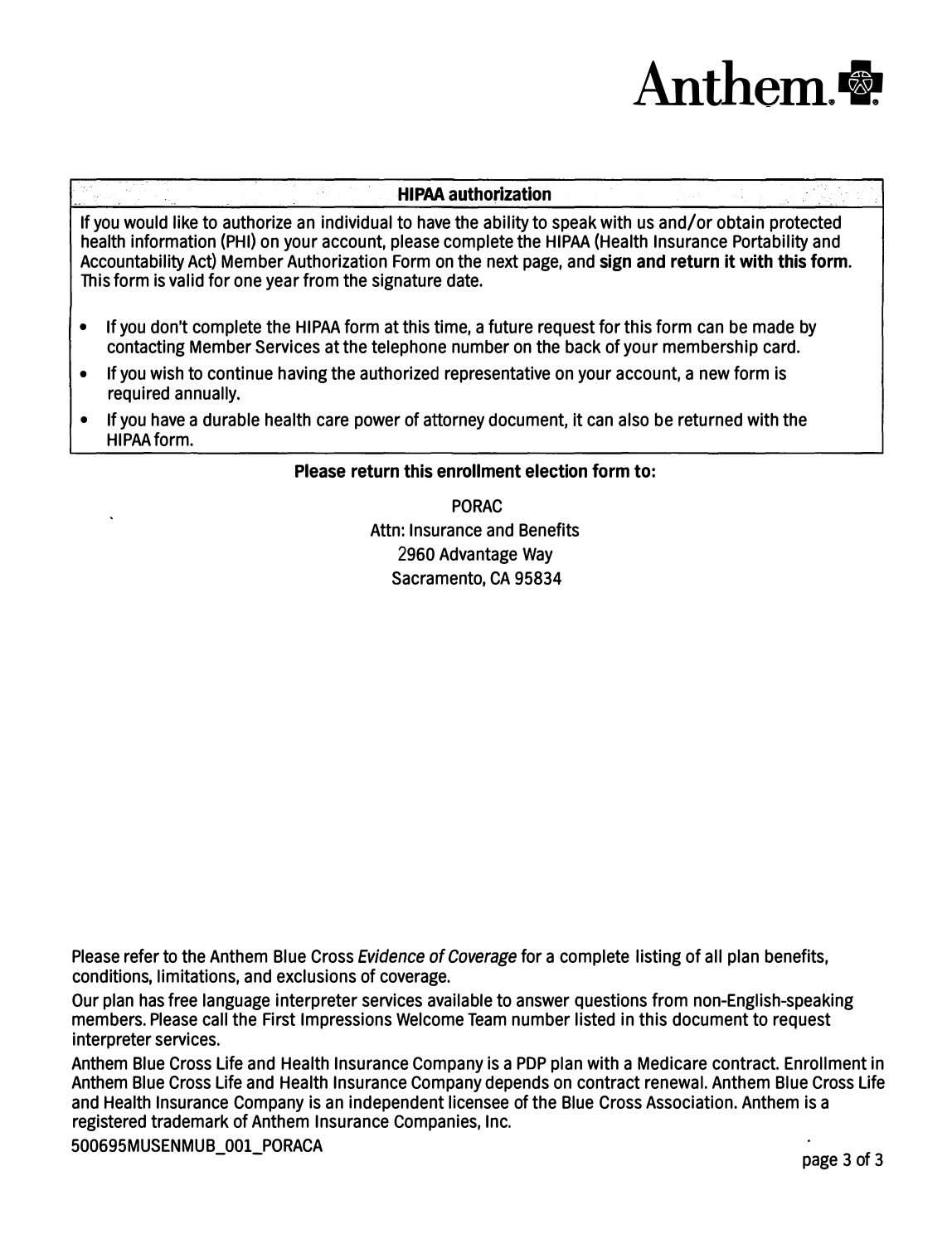Anthem.

## HIPAA authorization

If you would like to authorize an individual to have the ability to speak with us and/or obtain protected health information (PHI) on your account, please complete the HIPAA (Health Insurance Portability and Accountability Act) Member Authorization Form on the next page, and **sign and return it with this form**. This form is valid for one year from the signature date.

- If you don't complete the HIPAA form at this time, a future request for this form can be made by contacting Member Services at the telephone number on the back of your membership card.
- If you wish to continue having the authorized representative on your account, a new form is required annually.
- If you have a durable health care power of attorney document, it can also be returned with the HIPAA form.

**Please return this enrollment election form to:**

PORAC
Attn: Insurance and Benefits
2960 Advantage Way
Sacramento, CA 95834

Please refer to the Anthem Blue Cross *Evidence of Coverage* for a complete listing of all plan benefits, conditions, limitations, and exclusions of coverage.

Our plan has free language interpreter services available to answer questions from non-English-speaking members. Please call the First Impressions Welcome Team number listed in this document to request interpreter services.

Anthem Blue Cross Life and Health Insurance Company is a PDP plan with a Medicare contract. Enrollment in Anthem Blue Cross Life and Health Insurance Company depends on contract renewal. Anthem Blue Cross Life and Health Insurance Company is an independent licensee of the Blue Cross Association. Anthem is a registered trademark of Anthem Insurance Companies, Inc.

500695MUSENMUB_001_PORACA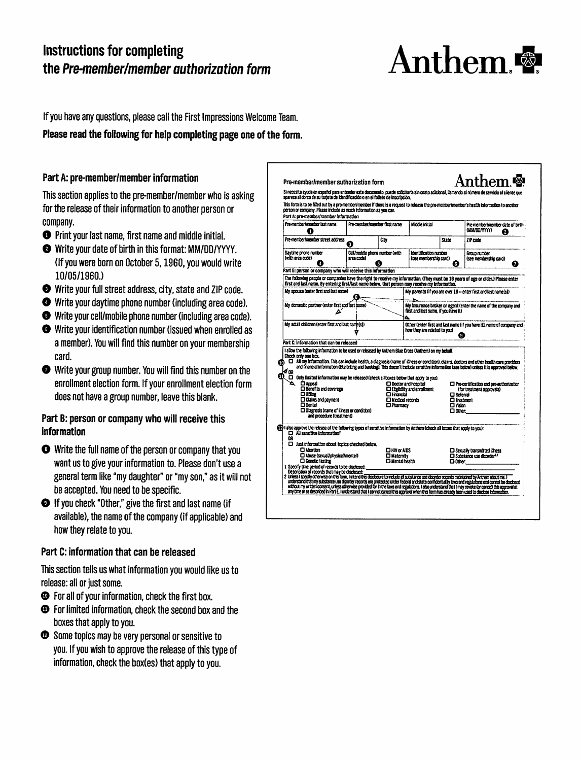# Instructions for completing the *Pre-member/member authorization form*

If you have any questions, please call the First Impressions Welcome Team.

**Please read the following for help completing page one of the form.**

### Part A: pre-member/member information

This section applies to the pre-member/member who is asking for the release of their information to another person or company.

1. Print your last name, first name and middle initial.
2. Write your date of birth in this format: MM/DD/YYYY. (If you were born on October 5, 1960, you would write 10/05/1960.)
3. Write your full street address, city, state and ZIP code.
4. Write your daytime phone number (including area code).
5. Write your cell/mobile phone number (including area code).
6. Write your identification number (issued when enrolled as a member). You will find this number on your membership card.
7. Write your group number. You will find this number on the enrollment election form. If your enrollment election form does not have a group number, leave this blank.

### Part B: person or company who will receive this information

8. Write the full name of the person or company that you want us to give your information to. Please don't use a general term like "my daughter" or "my son," as it will not be accepted. You need to be specific.
9. If you check "Other," give the first and last name (if available), the name of the company (if applicable) and how they relate to you.

### Part C: information that can be released

This section tells us what information you would like us to release: all or just some.

10. For all of your information, check the first box.
11. For limited information, check the second box and the boxes that apply to you.
12. Some topics may be very personal or sensitive to you. If you wish to approve the release of this type of information, check the box(es) that apply to you.

**Pre-member/member authorization form** — Anthem

Si necesita ayuda en español para entender este documento, puede solicitarla sin costo adicional, llamando al número de servicio al cliente que aparece al dorso de su tarjeta de identificación o en el folleto de inscripción.

This form is to be filled out by a pre-member/member if there is a request to release the pre-member/member's health information to another person or company. Please include as much information as you can.

Part A: pre-member/member information

| Pre-member/member last name ① | Pre-member/member first name | Middle initial | | Pre-member/member date of birth (MM/DD/YYYY) ② |
|---|---|---|---|---|
| Pre-member/member street address ③ | City | | State | ZIP code |
| Daytime phone number (with area code) ④ | Cell/mobile phone number (with area code) ⑤ | Identification number (see membership card) ⑥ | | Group number (see membership card) ⑦ |

Part B: person or company who will receive this information

The following people or companies have the right to receive my information. (They must be 18 years of age or older.) Please enter first and last name. By entering first/last name below, that person may receive my information.

| My spouse (enter first and last name) ⑧ | My parents (if you are over 18 – enter first and last name(s)) |
|---|---|
| My domestic partner (enter first and last name) | My insurance broker or agent (enter the name of the company and first and last name, if you have it) |
| My adult children (enter first and last name(s)) | Other (enter first and last name (if you have it), name of company and how they are related to you) ⑨ |

Part C: Information that can be released

I allow the following information to be used or released by Anthem Blue Cross (Anthem) on my behalf.
Check only one box.

⑩ ☐ All my information. This can include health, a diagnosis (name of illness or condition), claims, doctors and other health care providers and financial information (like billing and banking). This doesn't include sensitive information (see below) unless it is approved below.

OR

⑪ ☐ Only limited information may be released (check all boxes below that apply to you).

- ☐ Appeal
- ☐ Benefits and coverage
- ☐ Billing
- ☐ Claims and payment
- ☐ Dental
- ☐ Diagnosis (name of illness or condition) and procedure (treatment)
- ☐ Doctor and hospital
- ☐ Eligibility and enrollment
- ☐ Financial
- ☐ Medical records
- ☐ Pharmacy
- ☐ Pre-certification and pre-authorization (for treatment approvals)
- ☐ Referral
- ☐ Treatment
- ☐ Vision
- ☐ Other: ______

⑫ I also approve the release of the following types of sensitive information by Anthem (check all boxes that apply to you):

☐ All sensitive information[2]

OR

☐ Just information about topics checked below.

- ☐ Abortion
- ☐ Abuse (sexual/physical/mental)
- ☐ Genetic testing
- ☐ HIV or AIDS
- ☐ Maternity
- ☐ Mental health
- ☐ Sexually transmitted illness
- ☐ Substance use disorder[1,2]
- ☐ Other: ______

1 Specify time period of records to be disclosed: ______
Description of records that may be disclosed: ______

2 Unless I specify otherwise on this form, I intend this disclosure to include all substance use disorder records maintained by Anthem about me. I understand that my substance use disorder records are protected under federal and state confidentiality laws and regulations and cannot be disclosed without my written consent, unless otherwise provided for in the laws and regulations. I also understand that I may revoke (or cancel) this approval at any time or as described in Part E. I understand that I cannot cancel this approval when this form has already been used to disclose information.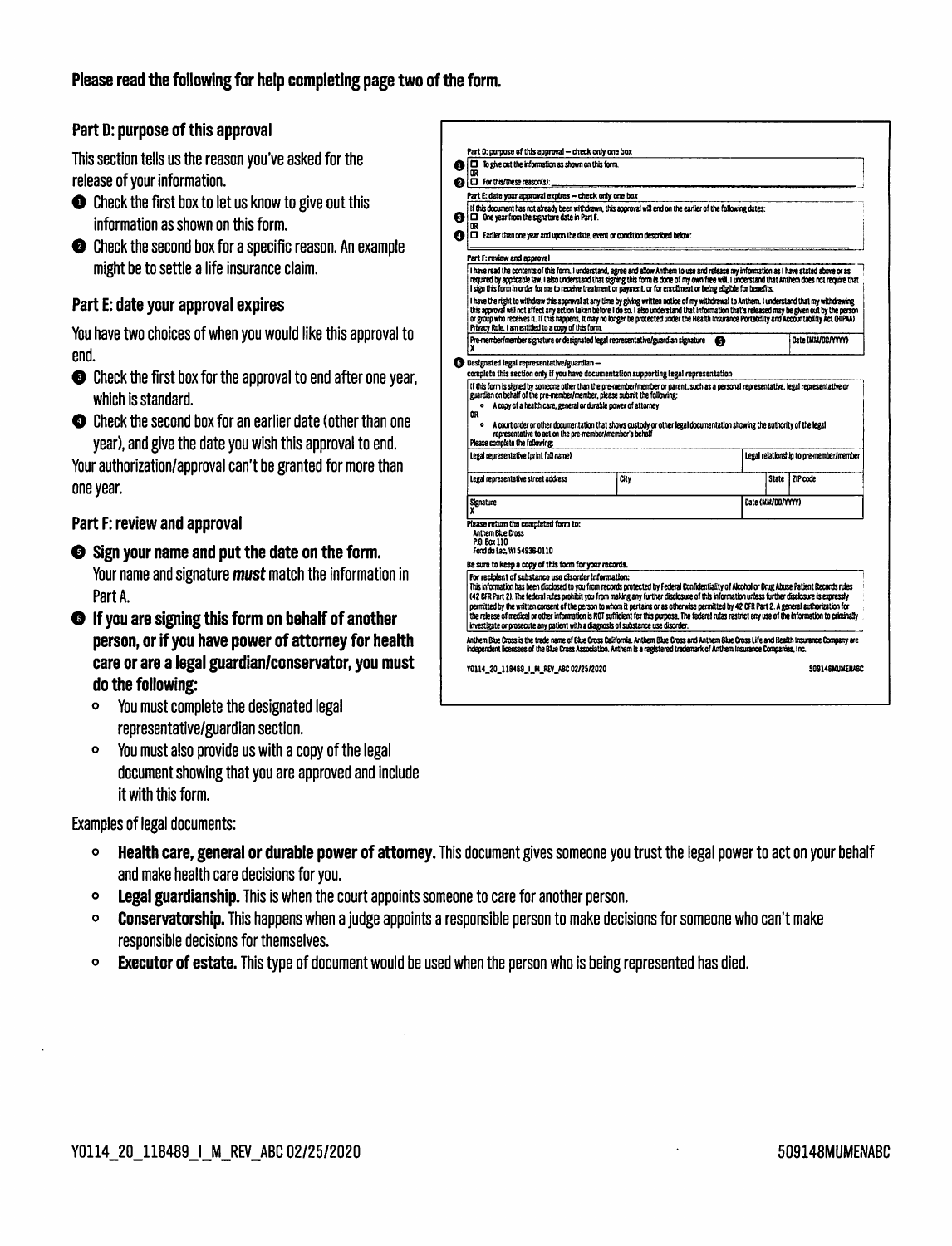**Please read the following for help completing page two of the form.**

### Part D: purpose of this approval

This section tells us the reason you've asked for the release of your information.

1. Check the first box to let us know to give out this information as shown on this form.
2. Check the second box for a specific reason. An example might be to settle a life insurance claim.

### Part E: date your approval expires

You have two choices of when you would like this approval to end.

3. Check the first box for the approval to end after one year, which is standard.
4. Check the second box for an earlier date (other than one year), and give the date you wish this approval to end.

Your authorization/approval can't be granted for more than one year.

### Part F: review and approval

5. **Sign your name and put the date on the form.** Your name and signature ***must*** match the information in Part A.
6. **If you are signing this form on behalf of another person, or if you have power of attorney for health care or are a legal guardian/conservator, you must do the following:**
   - You must complete the designated legal representative/guardian section.
   - You must also provide us with a copy of the legal document showing that you are approved and include it with this form.

Part D: purpose of this approval – check only one box

1. ☐ To give out the information as shown on this form.

OR

2. ☐ For this/these reason(s): ____________________

Part E: date your approval expires – check only one box

If this document has not already been withdrawn, this approval will end on the earlier of the following dates:

3. ☐ One year from the signature date in Part F.

OR

4. ☐ Earlier than one year and upon the date, event or condition described below: ____________________

Part F: review and approval

I have read the contents of this form. I understand, agree and allow Anthem to use and release my information as I have stated above or as required by applicable law. I also understand that signing this form is done of my own free will. I understand that Anthem does not require that I sign this form in order for me to receive treatment or payment, or for enrollment or being eligible for benefits.

I have the right to withdraw this approval at any time by giving written notice of my withdrawal to Anthem. I understand that my withdrawing this approval will not affect any action taken before I do so. I also understand that information that's released may be given out by the person or group who receives it. If this happens, it may no longer be protected under the Health Insurance Portability and Accountability Act (HIPAA) Privacy Rule. I am entitled to a copy of this form.

| Pre-member/member signature or designated legal representative/guardian signature (5) | Date (MM/DD/YYYY) |
|---|---|
| X | |

6. Designated legal representative/guardian – complete this section only if you have documentation supporting legal representation

If this form is signed by someone other than the pre-member/member or parent, such as a personal representative, legal representative or guardian on behalf of the pre-member/member, please submit the following:

- A copy of a health care, general or durable power of attorney

OR

- A court order or other documentation that shows custody or other legal documentation showing the authority of the legal representative to act on the pre-member/member's behalf

Please complete the following:

| Legal representative (print full name) | | | Legal relationship to pre-member/member |
|---|---|---|---|
| **Legal representative street address** | **City** | **State** | **ZIP code** |
| **Signature** X | | **Date (MM/DD/YYYY)** | |

Please return the completed form to:
Anthem Blue Cross
P.O. Box 110
Fond du Lac, WI 54936-0110

Be sure to keep a copy of this form for your records.

For recipient of substance use disorder information:
This information has been disclosed to you from records protected by Federal Confidentiality of Alcohol or Drug Abuse Patient Records rules (42 CFR Part 2). The federal rules prohibit you from making any further disclosure of this information unless further disclosure is expressly permitted by the written consent of the person to whom it pertains or as otherwise permitted by 42 CFR Part 2. A general authorization for the release of medical or other information is NOT sufficient for this purpose. The federal rules restrict any use of the information to criminally investigate or prosecute any patient with a diagnosis of substance use disorder.

Anthem Blue Cross is the trade name of Blue Cross California. Anthem Blue Cross and Anthem Blue Cross Life and Health Insurance Company are independent licensees of the Blue Cross Association. Anthem is a registered trademark of Anthem Insurance Companies, Inc.

Y0114_20_118489_I_M_REV_ABC 02/25/2020 509148MUMENABC

Examples of legal documents:

- **Health care, general or durable power of attorney.** This document gives someone you trust the legal power to act on your behalf and make health care decisions for you.
- **Legal guardianship.** This is when the court appoints someone to care for another person.
- **Conservatorship.** This happens when a judge appoints a responsible person to make decisions for someone who can't make responsible decisions for themselves.
- **Executor of estate.** This type of document would be used when the person who is being represented has died.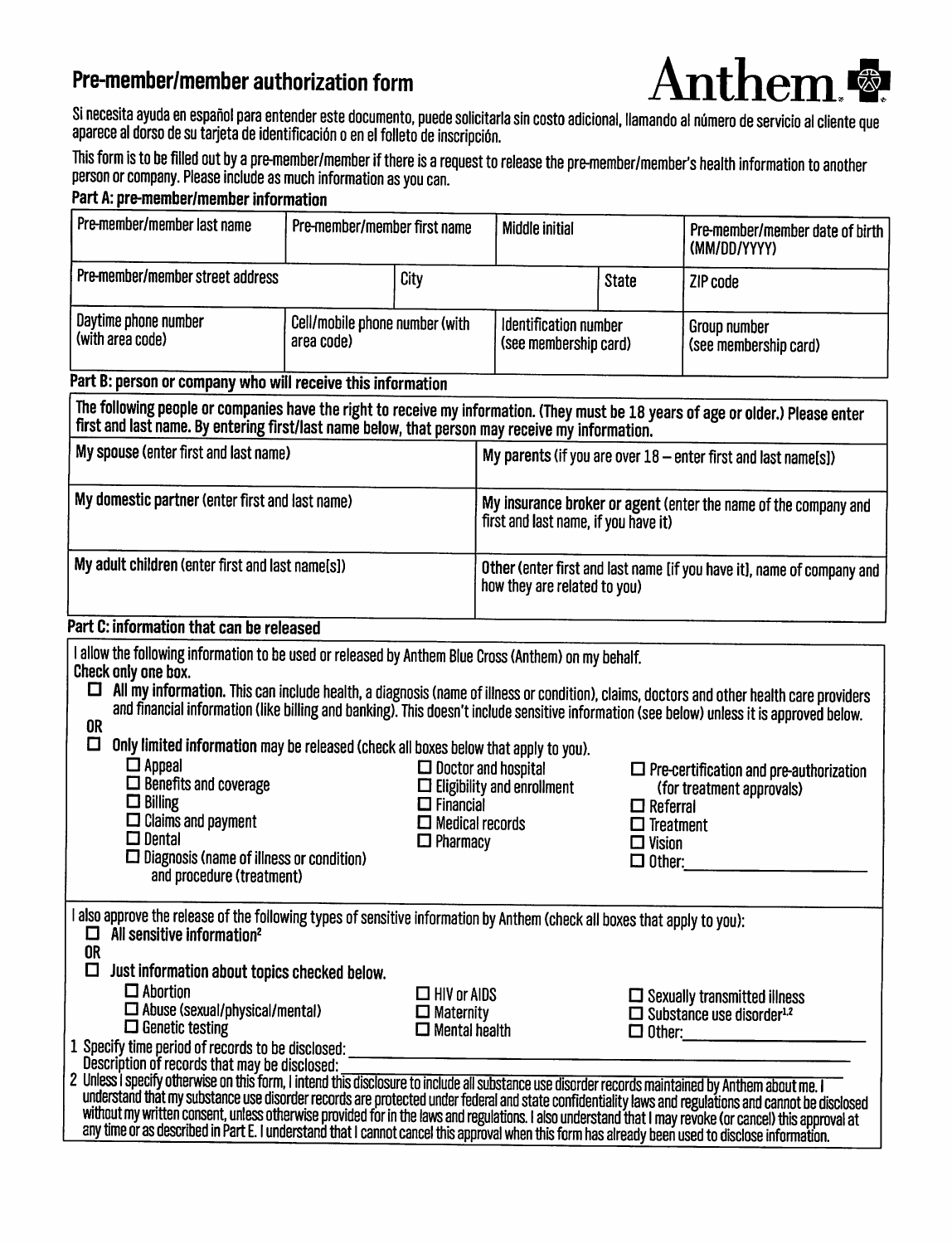# Pre-member/member authorization form

Anthem

Si necesita ayuda en español para entender este documento, puede solicitarla sin costo adicional, llamando al número de servicio al cliente que aparece al dorso de su tarjeta de identificación o en el folleto de inscripción.

This form is to be filled out by a pre-member/member if there is a request to release the pre-member/member's health information to another person or company. Please include as much information as you can.

## Part A: pre-member/member information

| Pre-member/member last name | Pre-member/member first name | Middle initial | Pre-member/member date of birth (MM/DD/YYYY) |
|---|---|---|---|
| | | | |

| Pre-member/member street address | City | State | ZIP code |
|---|---|---|---|
| | | | |

| Daytime phone number (with area code) | Cell/mobile phone number (with area code) | Identification number (see membership card) | Group number (see membership card) |
|---|---|---|---|
| | | | |

## Part B: person or company who will receive this information

**The following people or companies have the right to receive my information. (They must be 18 years of age or older.) Please enter first and last name. By entering first/last name below, that person may receive my information.**

| | |
|---|---|
| **My spouse** (enter first and last name) | **My parents** (if you are over 18 – enter first and last name[s]) |
| **My domestic partner** (enter first and last name) | **My insurance broker or agent** (enter the name of the company and first and last name, if you have it) |
| **My adult children** (enter first and last name[s]) | **Other** (enter first and last name [if you have it], name of company and how they are related to you) |

## Part C: information that can be released

I allow the following information to be used or released by Anthem Blue Cross (Anthem) on my behalf.
**Check only one box.**

- ☐ **All my information.** This can include health, a diagnosis (name of illness or condition), claims, doctors and other health care providers and financial information (like billing and banking). This doesn't include sensitive information (see below) unless it is approved below.

**OR**

- ☐ **Only limited information** may be released (check all boxes below that apply to you).
  - ☐ Appeal
  - ☐ Benefits and coverage
  - ☐ Billing
  - ☐ Claims and payment
  - ☐ Dental
  - ☐ Diagnosis (name of illness or condition) and procedure (treatment)
  - ☐ Doctor and hospital
  - ☐ Eligibility and enrollment
  - ☐ Financial
  - ☐ Medical records
  - ☐ Pharmacy
  - ☐ Pre-certification and pre-authorization (for treatment approvals)
  - ☐ Referral
  - ☐ Treatment
  - ☐ Vision
  - ☐ Other: ____________________

I also approve the release of the following types of sensitive information by Anthem (check all boxes that apply to you):

- ☐ **All sensitive information**[2]

**OR**

- ☐ **Just information about topics checked below.**
  - ☐ Abortion
  - ☐ Abuse (sexual/physical/mental)
  - ☐ Genetic testing
  - ☐ HIV or AIDS
  - ☐ Maternity
  - ☐ Mental health
  - ☐ Sexually transmitted illness
  - ☐ Substance use disorder[1,2]
  - ☐ Other: ____________________

1 Specify time period of records to be disclosed: ____________________
Description of records that may be disclosed: ____________________

2 Unless I specify otherwise on this form, I intend this disclosure to include all substance use disorder records maintained by Anthem about me. I understand that my substance use disorder records are protected under federal and state confidentiality laws and regulations and cannot be disclosed without my written consent, unless otherwise provided for in the laws and regulations. I also understand that I may revoke (or cancel) this approval at any time or as described in Part E. I understand that I cannot cancel this approval when this form has already been used to disclose information.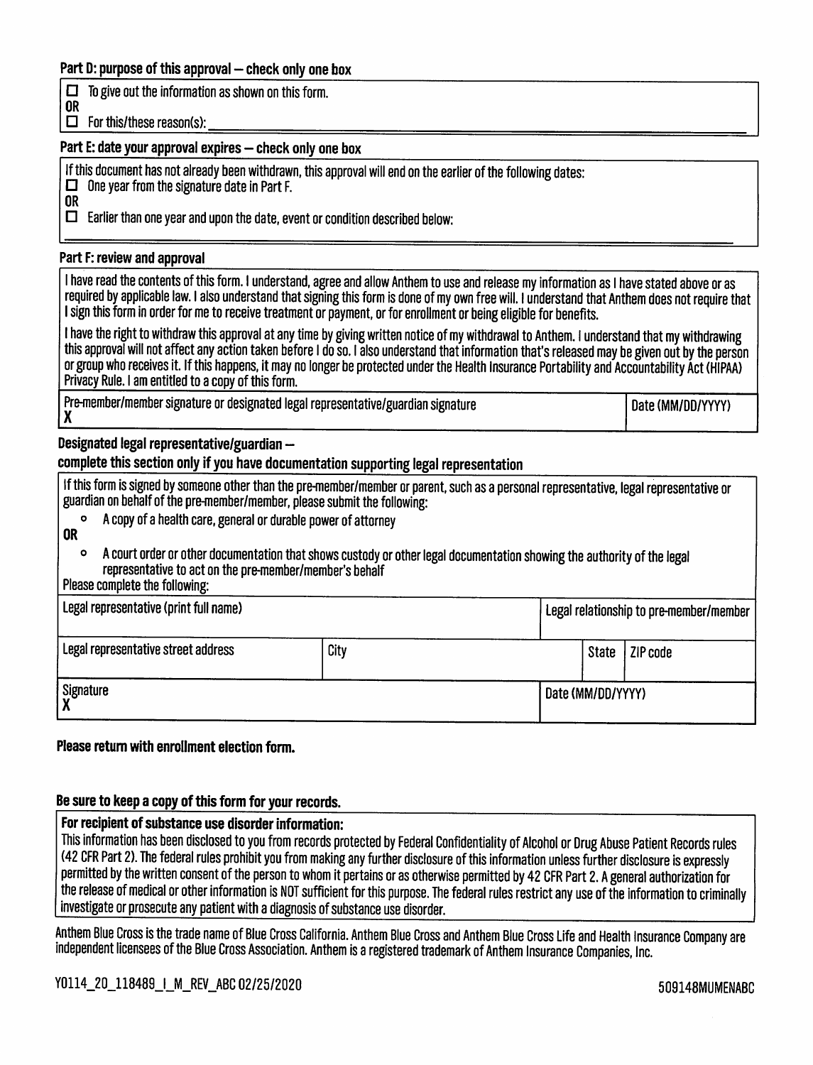### Part D: purpose of this approval – check only one box

☐ To give out the information as shown on this form.

**OR**

☐ For this/these reason(s): \_\_\_\_\_\_\_\_\_\_\_\_\_\_\_\_\_\_\_\_\_\_\_\_\_\_\_\_\_\_\_\_\_\_\_\_\_\_\_\_

### Part E: date your approval expires – check only one box

If this document has not already been withdrawn, this approval will end on the earlier of the following dates:

☐ One year from the signature date in Part F.

**OR**

☐ Earlier than one year and upon the date, event or condition described below:

\_\_\_\_\_\_\_\_\_\_\_\_\_\_\_\_\_\_\_\_\_\_\_\_\_\_\_\_\_\_\_\_\_\_\_\_\_\_\_\_\_\_\_\_\_\_\_\_\_\_\_\_\_\_\_\_\_\_\_\_\_\_\_\_

### Part F: review and approval

I have read the contents of this form. I understand, agree and allow Anthem to use and release my information as I have stated above or as required by applicable law. I also understand that signing this form is done of my own free will. I understand that Anthem does not require that I sign this form in order for me to receive treatment or payment, or for enrollment or being eligible for benefits.

I have the right to withdraw this approval at any time by giving written notice of my withdrawal to Anthem. I understand that my withdrawing this approval will not affect any action taken before I do so. I also understand that information that's released may be given out by the person or group who receives it. If this happens, it may no longer be protected under the Health Insurance Portability and Accountability Act (HIPAA) Privacy Rule. I am entitled to a copy of this form.

| Pre-member/member signature or designated legal representative/guardian signature | Date (MM/DD/YYYY) |
|---|---|
| X | |

### Designated legal representative/guardian – complete this section only if you have documentation supporting legal representation

If this form is signed by someone other than the pre-member/member or parent, such as a personal representative, legal representative or guardian on behalf of the pre-member/member, please submit the following:

- A copy of a health care, general or durable power of attorney

**OR**

- A court order or other documentation that shows custody or other legal documentation showing the authority of the legal representative to act on the pre-member/member's behalf

Please complete the following:

| Legal representative (print full name) | | Legal relationship to pre-member/member | |
|---|---|---|---|
| Legal representative street address | City | State | ZIP code |
| Signature<br>X | | Date (MM/DD/YYYY) | |

**Please return with enrollment election form.**

**Be sure to keep a copy of this form for your records.**

**For recipient of substance use disorder information:**

This information has been disclosed to you from records protected by Federal Confidentiality of Alcohol or Drug Abuse Patient Records rules (42 CFR Part 2). The federal rules prohibit you from making any further disclosure of this information unless further disclosure is expressly permitted by the written consent of the person to whom it pertains or as otherwise permitted by 42 CFR Part 2. A general authorization for the release of medical or other information is NOT sufficient for this purpose. The federal rules restrict any use of the information to criminally investigate or prosecute any patient with a diagnosis of substance use disorder.

Anthem Blue Cross is the trade name of Blue Cross California. Anthem Blue Cross and Anthem Blue Cross Life and Health Insurance Company are independent licensees of the Blue Cross Association. Anthem is a registered trademark of Anthem Insurance Companies, Inc.

Y0114_20_118489_I_M_REV_ABC 02/25/2020 509148MUMENABC